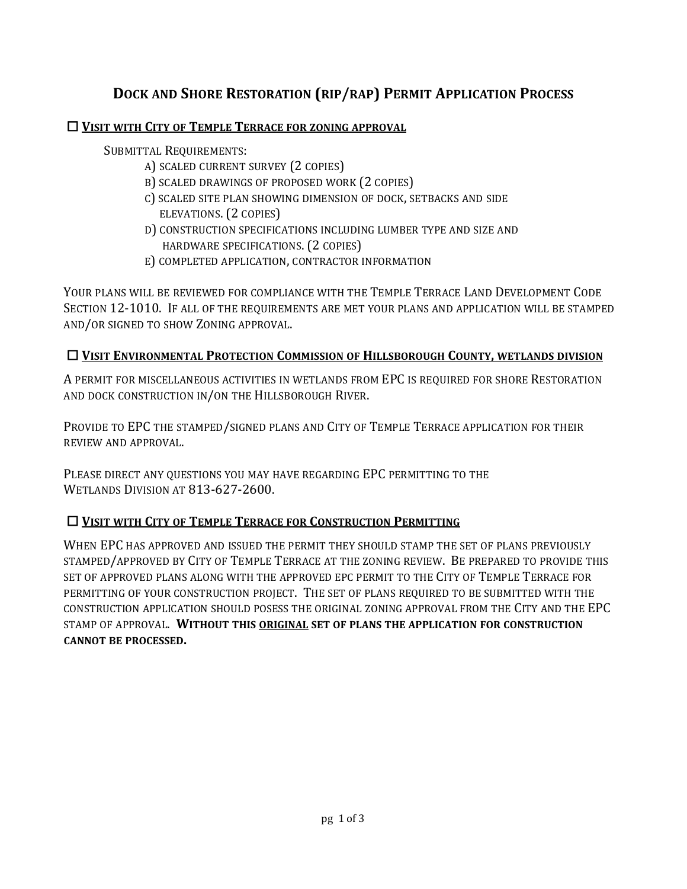# Dock and Shore Restoration (rip/rap) Permit Application Process

## ☐ Visit with City of Temple Terrace for zoning approval

Submittal Requirements:

- a) scaled current survey (2 copies)
- b) scaled drawings of proposed work (2 copies)
- c) scaled site plan showing dimension of dock, setbacks and side elevations. (2 copies)
- d) construction specifications including lumber type and size and hardware specifications. (2 copies)
- e) completed application, contractor information

Your plans will be reviewed for compliance with the Temple Terrace Land Development Code Section 12-1010. If all of the requirements are met your plans and application will be stamped and/or signed to show Zoning approval.

## ☐ Visit Environmental Protection Commission of Hillsborough County, wetlands division

A permit for miscellaneous activities in wetlands from EPC is required for shore Restoration and dock construction in/on the Hillsborough River.

Provide to EPC the stamped/signed plans and City of Temple Terrace application for their review and approval.

Please direct any questions you may have regarding EPC permitting to the Wetlands Division at 813-627-2600.

## ☐ Visit with City of Temple Terrace for Construction Permitting

When EPC has approved and issued the permit they should stamp the set of plans previously stamped/approved by City of Temple Terrace at the zoning review. Be prepared to provide this set of approved plans along with the approved epc permit to the City of Temple Terrace for permitting of your construction project. The set of plans required to be submitted with the construction application should posess the original zoning approval from the City and the EPC stamp of approval. **Without this <u>original</u> set of plans the application for construction cannot be processed.**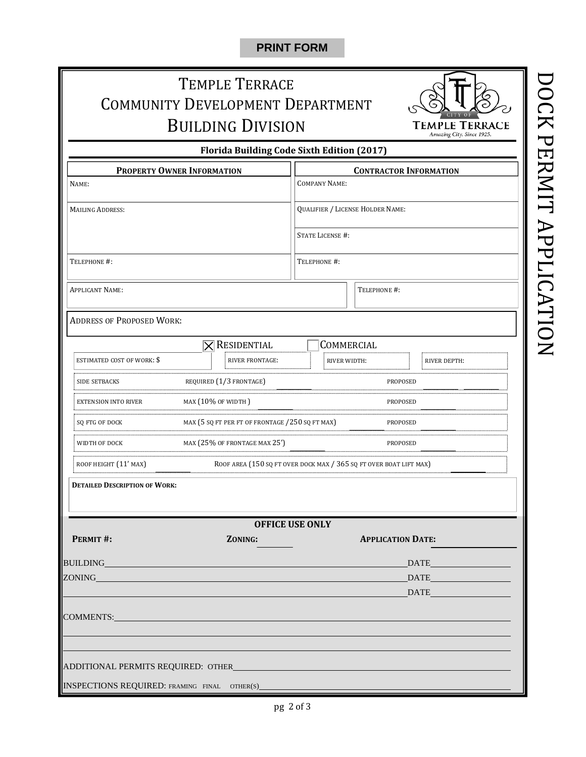PRINT FORM

# DOCK PERMIT APPLICATION

# Temple Terrace
## Community Development Department
## Building Division

**Florida Building Code Sixth Edition (2017)**

| **Property Owner Information** | **Contractor Information** |
|---|---|
| Name: | Company Name: |
| Mailing Address: | Qualifier / License Holder Name: |
| | State License #: |
| Telephone #: | Telephone #: |

| Applicant Name: | Telephone #: |
|---|---|

Address of Proposed Work:

☒ Residential ☐ Commercial

| Estimated cost of work: $ | River frontage: | River width: | River depth: |
|---|---|---|---|

| | | |
|---|---|---|
| Side setbacks | Required (1/3 frontage) ______ | Proposed ______ ______ |
| Extension into river | Max (10% of width) ______ | Proposed ______ |
| Sq ftg of dock | Max (5 sq ft per ft of frontage /250 sq ft max) ______ | Proposed ______ |
| Width of dock | Max (25% of frontage max 25') ______ | Proposed ______ |
| Roof height (11' max) ______ | Roof area (150 sq ft over dock max / 365 sq ft over boat lift max) ______ | |

**Detailed Description of Work:**

**OFFICE USE ONLY**

**Permit #:** **Zoning:** ______ **Application Date:** ______

BUILDING ______ DATE ______

ZONING ______ DATE ______

______ DATE ______

COMMENTS: ______

ADDITIONAL PERMITS REQUIRED: OTHER ______

INSPECTIONS REQUIRED: FRAMING FINAL OTHER(S) ______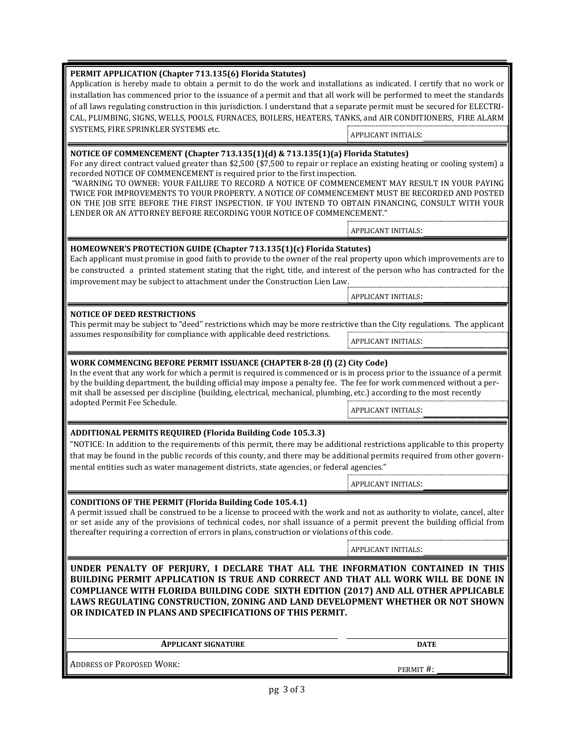**PERMIT APPLICATION (Chapter 713.135(6) Florida Statutes)**

Application is hereby made to obtain a permit to do the work and installations as indicated. I certify that no work or installation has commenced prior to the issuance of a permit and that all work will be performed to meet the standards of all laws regulating construction in this jurisdiction. I understand that a separate permit must be secured for ELECTRICAL, PLUMBING, SIGNS, WELLS, POOLS, FURNACES, BOILERS, HEATERS, TANKS, and AIR CONDITIONERS, FIRE ALARM SYSTEMS, FIRE SPRINKLER SYSTEMS etc.

APPLICANT INITIALS: \_\_\_\_\_\_\_\_

**NOTICE OF COMMENCEMENT (Chapter 713.135(1)(d) & 713.135(1)(a) Florida Statutes)**

For any direct contract valued greater than $2,500 ($7,500 to repair or replace an existing heating or cooling system) a recorded NOTICE OF COMMENCEMENT is required prior to the first inspection.

"WARNING TO OWNER: YOUR FAILURE TO RECORD A NOTICE OF COMMENCEMENT MAY RESULT IN YOUR PAYING TWICE FOR IMPROVEMENTS TO YOUR PROPERTY. A NOTICE OF COMMENCEMENT MUST BE RECORDED AND POSTED ON THE JOB SITE BEFORE THE FIRST INSPECTION. IF YOU INTEND TO OBTAIN FINANCING, CONSULT WITH YOUR LENDER OR AN ATTORNEY BEFORE RECORDING YOUR NOTICE OF COMMENCEMENT."

APPLICANT INITIALS: \_\_\_\_\_\_\_\_

**HOMEOWNER'S PROTECTION GUIDE (Chapter 713.135(1)(c) Florida Statutes)**

Each applicant must promise in good faith to provide to the owner of the real property upon which improvements are to be constructed a printed statement stating that the right, title, and interest of the person who has contracted for the improvement may be subject to attachment under the Construction Lien Law.

APPLICANT INITIALS: \_\_\_\_\_\_\_\_

**NOTICE OF DEED RESTRICTIONS**

This permit may be subject to "deed" restrictions which may be more restrictive than the City regulations. The applicant assumes responsibility for compliance with applicable deed restrictions.

APPLICANT INITIALS: \_\_\_\_\_\_\_\_

**WORK COMMENCING BEFORE PERMIT ISSUANCE (CHAPTER 8-28 (f) (2) City Code)**

In the event that any work for which a permit is required is commenced or is in process prior to the issuance of a permit by the building department, the building official may impose a penalty fee. The fee for work commenced without a permit shall be assessed per discipline (building, electrical, mechanical, plumbing, etc.) according to the most recently adopted Permit Fee Schedule.

APPLICANT INITIALS: \_\_\_\_\_\_\_\_

**ADDITIONAL PERMITS REQUIRED (Florida Building Code 105.3.3)**

"NOTICE: In addition to the requirements of this permit, there may be additional restrictions applicable to this property that may be found in the public records of this county, and there may be additional permits required from other governmental entities such as water management districts, state agencies, or federal agencies."

APPLICANT INITIALS: \_\_\_\_\_\_\_\_

**CONDITIONS OF THE PERMIT (Florida Building Code 105.4.1)**

A permit issued shall be construed to be a license to proceed with the work and not as authority to violate, cancel, alter or set aside any of the provisions of technical codes, nor shall issuance of a permit prevent the building official from thereafter requiring a correction of errors in plans, construction or violations of this code.

APPLICANT INITIALS: \_\_\_\_\_\_\_\_

**UNDER PENALTY OF PERJURY, I DECLARE THAT ALL THE INFORMATION CONTAINED IN THIS BUILDING PERMIT APPLICATION IS TRUE AND CORRECT AND THAT ALL WORK WILL BE DONE IN COMPLIANCE WITH FLORIDA BUILDING CODE SIXTH EDITION (2017) AND ALL OTHER APPLICABLE LAWS REGULATING CONSTRUCTION, ZONING AND LAND DEVELOPMENT WHETHER OR NOT SHOWN OR INDICATED IN PLANS AND SPECIFICATIONS OF THIS PERMIT.**

\_\_\_\_\_\_\_\_\_\_\_\_\_\_\_\_\_\_\_\_\_\_\_\_ **APPLICANT SIGNATURE**

\_\_\_\_\_\_\_\_\_\_\_\_\_\_\_\_\_\_\_\_\_\_\_\_ **DATE**

ADDRESS OF PROPOSED WORK:

PERMIT #: \_\_\_\_\_\_\_\_\_\_\_\_